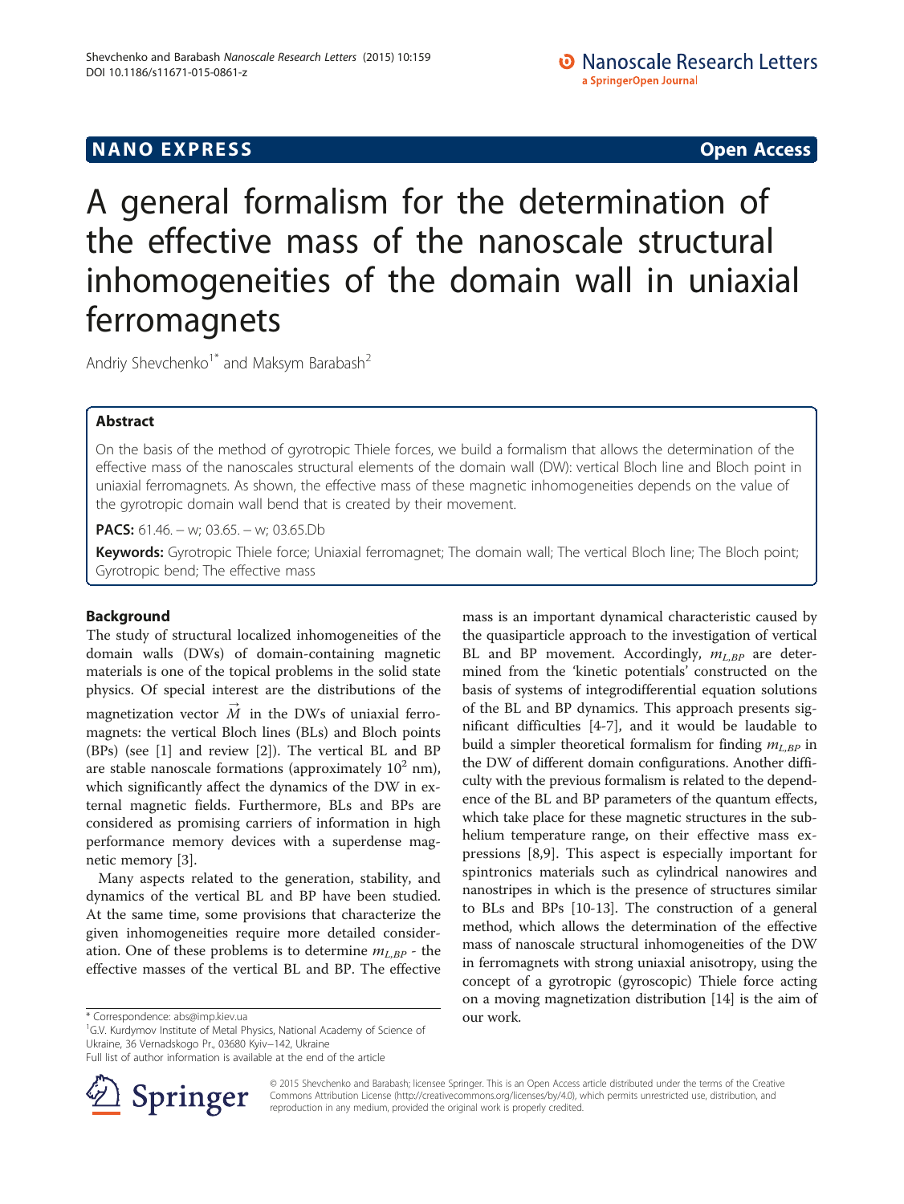NANO EXPRESS **Open Access**

# A general formalism for the determination of the effective mass of the nanoscale structural inhomogeneities of the domain wall in uniaxial ferromagnets

Andriy Shevchenko[1*] and Maksym Barabash[2]

## Abstract

On the basis of the method of gyrotropic Thiele forces, we build a formalism that allows the determination of the effective mass of the nanoscales structural elements of the domain wall (DW): vertical Bloch line and Bloch point in uniaxial ferromagnets. As shown, the effective mass of these magnetic inhomogeneities depends on the value of the gyrotropic domain wall bend that is created by their movement.

**PACS:** 61.46. – w; 03.65. – w; 03.65.Db

**Keywords:** Gyrotropic Thiele force; Uniaxial ferromagnet; The domain wall; The vertical Bloch line; The Bloch point; Gyrotropic bend; The effective mass

## Background

The study of structural localized inhomogeneities of the domain walls (DWs) of domain-containing magnetic materials is one of the topical problems in the solid state physics. Of special interest are the distributions of the magnetization vector $\vec{M}$ in the DWs of uniaxial ferromagnets: the vertical Bloch lines (BLs) and Bloch points (BPs) (see [1] and review [2]). The vertical BL and BP are stable nanoscale formations (approximately $10^2$ nm), which significantly affect the dynamics of the DW in external magnetic fields. Furthermore, BLs and BPs are considered as promising carriers of information in high performance memory devices with a superdense magnetic memory [3].

Many aspects related to the generation, stability, and dynamics of the vertical BL and BP have been studied. At the same time, some provisions that characterize the given inhomogeneities require more detailed consideration. One of these problems is to determine $m_{L,BP}$ - the effective masses of the vertical BL and BP. The effective mass is an important dynamical characteristic caused by the quasiparticle approach to the investigation of vertical BL and BP movement. Accordingly, $m_{L,BP}$ are determined from the 'kinetic potentials' constructed on the basis of systems of integrodifferential equation solutions of the BL and BP dynamics. This approach presents significant difficulties [4-7], and it would be laudable to build a simpler theoretical formalism for finding $m_{L,BP}$ in the DW of different domain configurations. Another difficulty with the previous formalism is related to the dependence of the BL and BP parameters of the quantum effects, which take place for these magnetic structures in the subhelium temperature range, on their effective mass expressions [8,9]. This aspect is especially important for spintronics materials such as cylindrical nanowires and nanostripes in which is the presence of structures similar to BLs and BPs [10-13]. The construction of a general method, which allows the determination of the effective mass of nanoscale structural inhomogeneities of the DW in ferromagnets with strong uniaxial anisotropy, using the concept of a gyrotropic (gyroscopic) Thiele force acting on a moving magnetization distribution [14] is the aim of our work.

* Correspondence: abs@imp.kiev.ua

[1]G.V. Kurdymov Institute of Metal Physics, National Academy of Science of Ukraine, 36 Vernadskogo Pr., 03680 Kyiv−142, Ukraine

Full list of author information is available at the end of the article

© 2015 Shevchenko and Barabash; licensee Springer. This is an Open Access article distributed under the terms of the Creative Commons Attribution License (http://creativecommons.org/licenses/by/4.0), which permits unrestricted use, distribution, and reproduction in any medium, provided the original work is properly credited.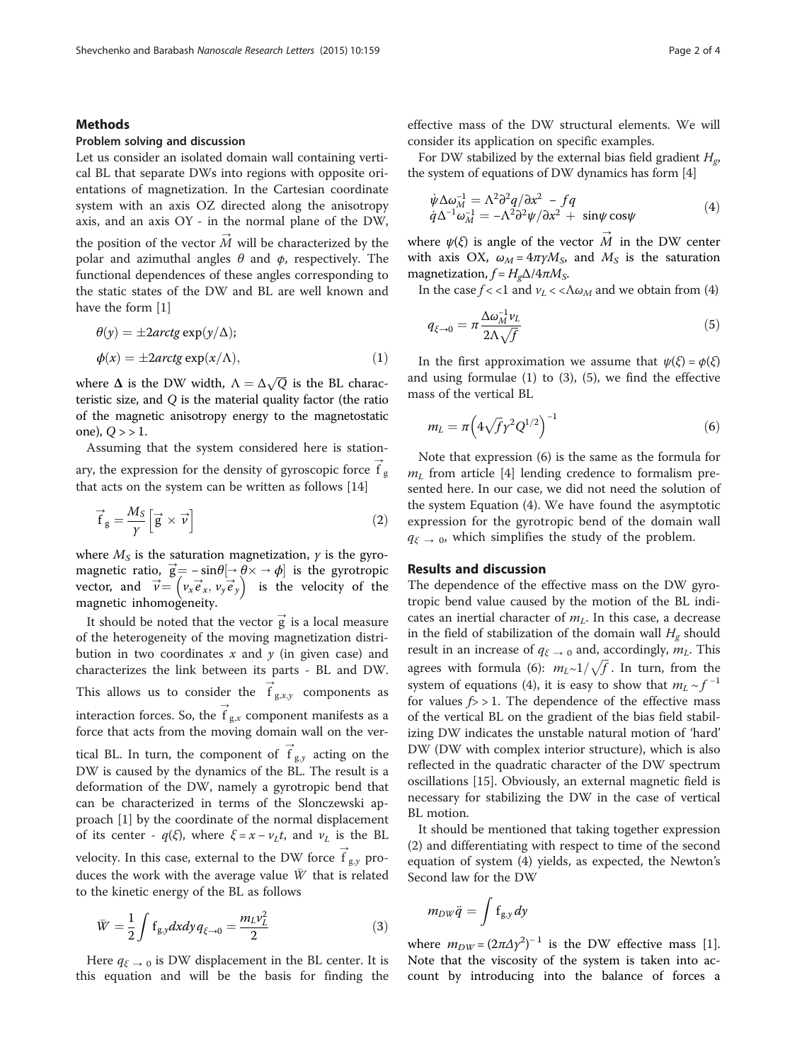## Methods

### Problem solving and discussion

Let us consider an isolated domain wall containing vertical BL that separate DWs into regions with opposite orientations of magnetization. In the Cartesian coordinate system with an axis OZ directed along the anisotropy axis, and an axis OY - in the normal plane of the DW, the position of the vector $\vec{M}$ will be characterized by the polar and azimuthal angles $\theta$ and $\phi$, respectively. The functional dependences of these angles corresponding to the static states of the DW and BL are well known and have the form [1]

$$\begin{aligned} \theta(y) &= \pm 2arctg\exp(y/\Delta); \\ \phi(x) &= \pm 2arctg\exp(x/\Lambda), \end{aligned} \tag{1}$$

where $\Delta$ is the DW width, $\Lambda = \Delta\sqrt{Q}$ is the BL characteristic size, and $Q$ is the material quality factor (the ratio of the magnetic anisotropy energy to the magnetostatic one), $Q >> 1$.

Assuming that the system considered here is stationary, the expression for the density of gyroscopic force $\vec{f}_g$ that acts on the system can be written as follows [14]

$$\vec{f}_g = \frac{M_S}{\gamma}\left[\vec{g} \times \vec{v}\right] \tag{2}$$

where $M_S$ is the saturation magnetization, $\gamma$ is the gyromagnetic ratio, $\vec{g} = -\sin\theta[\rightarrow\theta \times \rightarrow\phi]$ is the gyrotropic vector, and $\vec{v} = \left(v_x\vec{e}_x, v_y\vec{e}_y\right)$ is the velocity of the magnetic inhomogeneity.

It should be noted that the vector $\vec{g}$ is a local measure of the heterogeneity of the moving magnetization distribution in two coordinates $x$ and $y$ (in given case) and characterizes the link between its parts - BL and DW. This allows us to consider the $\vec{f}_{g,x,y}$ components as interaction forces. So, the $\vec{f}_{g,x}$ component manifests as a force that acts from the moving domain wall on the vertical BL. In turn, the component of $\vec{f}_{g,y}$ acting on the DW is caused by the dynamics of the BL. The result is a deformation of the DW, namely a gyrotropic bend that can be characterized in terms of the Slonczewski approach [1] by the coordinate of the normal displacement of its center - $q(\xi)$, where $\xi = x - v_L t$, and $v_L$ is the BL velocity. In this case, external to the DW force $\vec{f}_{g,y}$ produces the work with the average value $\bar{W}$ that is related to the kinetic energy of the BL as follows

$$\bar{W} = \frac{1}{2}\int f_{g,y}dxdy\, q_{\xi\to 0} = \frac{m_L v_L^2}{2} \tag{3}$$

Here $q_{\xi\to 0}$ is DW displacement in the BL center. It is this equation and will be the basis for finding the effective mass of the DW structural elements. We will consider its application on specific examples.

For DW stabilized by the external bias field gradient $H_g$, the system of equations of DW dynamics has form [4]

$$\begin{aligned} \dot{\psi}\Delta\omega_M^{-1} &= \Lambda^2\partial^2 q/\partial x^2 - fq \\ \dot{q}\Delta^{-1}\omega_M^{-1} &= -\Lambda^2\partial^2\psi/\partial x^2 + \sin\psi\cos\psi \end{aligned} \tag{4}$$

where $\psi(\xi)$ is angle of the vector $\vec{M}$ in the DW center with axis OX, $\omega_M = 4\pi\gamma M_S$, and $M_S$ is the saturation magnetization, $f = H_g\Delta/4\pi M_S$.

In the case $f << 1$ and $v_L << \Lambda\omega_M$ and we obtain from (4)

$$q_{\xi\to 0} = \pi\frac{\Delta\omega_M^{-1}v_L}{2\Lambda\sqrt{f}} \tag{5}$$

In the first approximation we assume that $\psi(\xi) = \phi(\xi)$ and using formulae (1) to (3), (5), we find the effective mass of the vertical BL

$$m_L = \pi\left(4\sqrt{f}\gamma^2 Q^{1/2}\right)^{-1} \tag{6}$$

Note that expression (6) is the same as the formula for $m_L$ from article [4] lending credence to formalism presented here. In our case, we did not need the solution of the system Equation (4). We have found the asymptotic expression for the gyrotropic bend of the domain wall $q_{\xi\to 0}$, which simplifies the study of the problem.

## Results and discussion

The dependence of the effective mass on the DW gyrotropic bend value caused by the motion of the BL indicates an inertial character of $m_L$. In this case, a decrease in the field of stabilization of the domain wall $H_g$ should result in an increase of $q_{\xi\to 0}$ and, accordingly, $m_L$. This agrees with formula (6): $m_L \sim 1/\sqrt{f}$. In turn, from the system of equations (4), it is easy to show that $m_L \sim f^{-1}$ for values $f >> 1$. The dependence of the effective mass of the vertical BL on the gradient of the bias field stabilizing DW indicates the unstable natural motion of 'hard' DW (DW with complex interior structure), which is also reflected in the quadratic character of the DW spectrum oscillations [15]. Obviously, an external magnetic field is necessary for stabilizing the DW in the case of vertical BL motion.

It should be mentioned that taking together expression (2) and differentiating with respect to time of the second equation of system (4) yields, as expected, the Newton's Second law for the DW

$$m_{DW}\ddot{q} = \int f_{g,y}\,dy$$

where $m_{DW} = (2\pi\Delta\gamma^2)^{-1}$ is the DW effective mass [1]. Note that the viscosity of the system is taken into account by introducing into the balance of forces a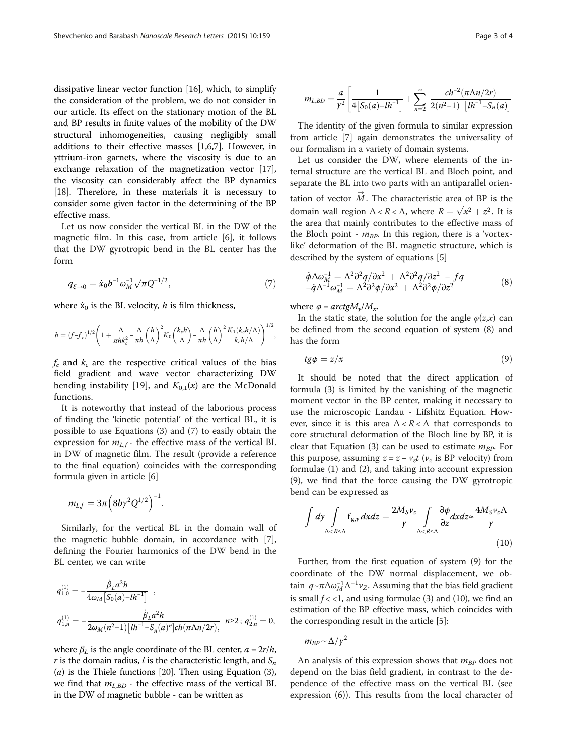dissipative linear vector function [16], which, to simplify the consideration of the problem, we do not consider in our article. Its effect on the stationary motion of the BL and BP results in finite values of the mobility of the DW structural inhomogeneities, causing negligibly small additions to their effective masses [1,6,7]. However, in yttrium-iron garnets, where the viscosity is due to an exchange relaxation of the magnetization vector [17], the viscosity can considerably affect the BP dynamics [18]. Therefore, in these materials it is necessary to consider some given factor in the determining of the BP effective mass.

Let us now consider the vertical BL in the DW of the magnetic film. In this case, from article [6], it follows that the DW gyrotropic bend in the BL center has the form

$$q_{\xi\to 0} = \dot{x}_0 b^{-1} \omega_M^{-1} \sqrt{\pi} Q^{-1/2}, \tag{7}$$

where $\dot{x}_0$ is the BL velocity, $h$ is film thickness,

$$b = (f - f_c)^{1/2}\left(1 + \frac{\Delta}{\pi h k_c^2} - \frac{\Delta}{\pi h}\left(\frac{h}{\Lambda}\right)^2 K_0\left(\frac{k_c h}{\Lambda}\right) - \frac{\Delta}{\pi h}\left(\frac{h}{\Lambda}\right)^2 \frac{K_1(k_c h/\Lambda)}{k_c h/\Lambda}\right)^{1/2},$$

$f_c$ and $k_c$ are the respective critical values of the bias field gradient and wave vector characterizing DW bending instability [19], and $K_{0,1}(x)$ are the McDonald functions.

It is noteworthy that instead of the laborious process of finding the 'kinetic potential' of the vertical BL, it is possible to use Equations (3) and (7) to easily obtain the expression for $m_{L,f}$ - the effective mass of the vertical BL in DW of magnetic film. The result (provide a reference to the final equation) coincides with the corresponding formula given in article [6]

$$m_{L,f} = 3\pi\left(8b\gamma^2 Q^{1/2}\right)^{-1}.$$

Similarly, for the vertical BL in the domain wall of the magnetic bubble domain, in accordance with [7], defining the Fourier harmonics of the DW bend in the BL center, we can write

$$q_{1,0}^{(1)} = -\frac{\dot{\beta}_L a^2 h}{4\omega_M\left[S_0(a) - lh^{-1}\right]},$$

$$q_{1,n}^{(1)} = -\frac{\dot{\beta}_L a^2 h}{2\omega_M (n^2-1)\left[lh^{-1} - S_n(a)^n\right] ch(\pi\Lambda n/2r)}, \quad n \geq 2\,;\; q_{2,n}^{(1)} = 0,$$

where $\beta_L$ is the angle coordinate of the BL center, $a = 2r/h$, $r$ is the domain radius, $l$ is the characteristic length, and $S_n(a)$ is the Thiele functions [20]. Then using Equation (3), we find that $m_{L,BD}$ - the effective mass of the vertical BL in the DW of magnetic bubble - can be written as

$$m_{L,BD} = \frac{a}{\gamma^2}\left[\frac{1}{4\left[S_0(a) - lh^{-1}\right]} + \sum_{n=2}^{\infty} \frac{ch^{-2}(\pi\Lambda n/2r)}{2(n^2-1)\left[lh^{-1} - S_n(a)\right]}\right]$$

The identity of the given formula to similar expression from article [7] again demonstrates the universality of our formalism in a variety of domain systems.

Let us consider the DW, where elements of the internal structure are the vertical BL and Bloch point, and separate the BL into two parts with an antiparallel orientation of vector $\vec{M}$. The characteristic area of BP is the domain wall region $\Delta < R < \Lambda$, where $R = \sqrt{x^2 + z^2}$. It is the area that mainly contributes to the effective mass of the Bloch point - $m_{BP}$. In this region, there is a 'vortex-like' deformation of the BL magnetic structure, which is described by the system of equations [5]

$$\begin{aligned} \dot{\phi}\Delta\omega_M^{-1} &= \Lambda^2\partial^2 q/\partial x^2 + \Lambda^2\partial^2 q/\partial z^2 - fq \\ -\dot{q}\Delta^{-1}\omega_M^{-1} &= \Lambda^2\partial^2\phi/\partial x^2 + \Lambda^2\partial^2\phi/\partial z^2 \end{aligned} \tag{8}$$

where $\varphi = arctg M_y/M_x$.

In the static state, the solution for the angle $\varphi(z,x)$ can be defined from the second equation of system (8) and has the form

$$tg\phi = z/x \tag{9}$$

It should be noted that the direct application of formula (3) is limited by the vanishing of the magnetic moment vector in the BP center, making it necessary to use the microscopic Landau - Lifshitz Equation. However, since it is this area $\Delta < R < \Lambda$ that corresponds to core structural deformation of the Bloch line by BP, it is clear that Equation (3) can be used to estimate $m_{BP}$. For this purpose, assuming $z = z - v_z t$ ($v_z$ is BP velocity) from formulae (1) and (2), and taking into account expression (9), we find that the force causing the DW gyrotropic bend can be expressed as

$$\int dy \int_{\Delta < R \leq \Lambda} f_{g,y}\, dx dz = \frac{2M_S v_z}{\gamma} \int_{\Delta < R \leq \Lambda} \frac{\partial\phi}{\partial z} dx dz \approx \frac{4M_S v_z \Lambda}{\gamma} \tag{10}$$

Further, from the first equation of system (9) for the coordinate of the DW normal displacement, we obtain $q \sim \pi\Delta\omega_M^{-1}\Lambda^{-1}v_Z$. Assuming that the bias field gradient is small $f < 1$, and using formulae (3) and (10), we find an estimation of the BP effective mass, which coincides with the corresponding result in the article [5]:

$$m_{BP} \sim \Delta/\gamma^2$$

An analysis of this expression shows that $m_{BP}$ does not depend on the bias field gradient, in contrast to the dependence of the effective mass on the vertical BL (see expression (6)). This results from the local character of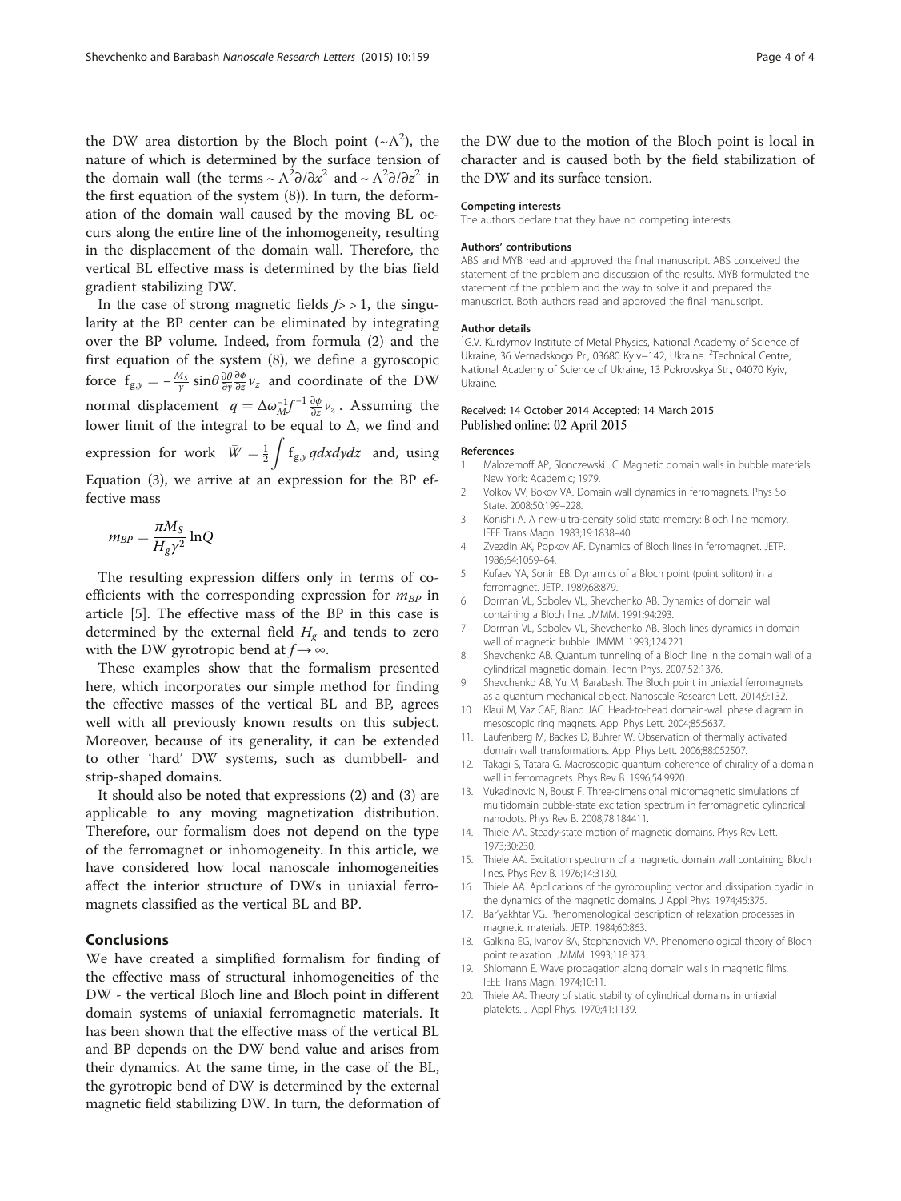the DW area distortion by the Bloch point ($\sim\Lambda^2$), the nature of which is determined by the surface tension of the domain wall (the terms $\sim\Lambda^2\partial/\partial x^2$ and $\sim\Lambda^2\partial/\partial z^2$ in the first equation of the system (8)). In turn, the deformation of the domain wall caused by the moving BL occurs along the entire line of the inhomogeneity, resulting in the displacement of the domain wall. Therefore, the vertical BL effective mass is determined by the bias field gradient stabilizing DW.

In the case of strong magnetic fields $f > > 1$, the singularity at the BP center can be eliminated by integrating over the BP volume. Indeed, from formula (2) and the first equation of the system (8), we define a gyroscopic force $f_{g,y} = -\frac{M_S}{\gamma}\sin\theta\frac{\partial\theta}{\partial y}\frac{\partial\phi}{\partial z}v_z$ and coordinate of the DW normal displacement $q = \Delta\omega_M^{-1}f^{-1}\frac{\partial\phi}{\partial z}v_z$. Assuming the lower limit of the integral to be equal to $\Delta$, we find and expression for work $\bar{W} = \frac{1}{2}\int f_{g,y}\,q dxdydz$ and, using Equation (3), we arrive at an expression for the BP effective mass

$$m_{BP} = \frac{\pi M_S}{H_g\gamma^2}\ln Q$$

The resulting expression differs only in terms of coefficients with the corresponding expression for $m_{BP}$ in article [5]. The effective mass of the BP in this case is determined by the external field $H_g$ and tends to zero with the DW gyrotropic bend at $f \to \infty$.

These examples show that the formalism presented here, which incorporates our simple method for finding the effective masses of the vertical BL and BP, agrees well with all previously known results on this subject. Moreover, because of its generality, it can be extended to other 'hard' DW systems, such as dumbbell- and strip-shaped domains.

It should also be noted that expressions (2) and (3) are applicable to any moving magnetization distribution. Therefore, our formalism does not depend on the type of the ferromagnet or inhomogeneity. In this article, we have considered how local nanoscale inhomogeneities affect the interior structure of DWs in uniaxial ferromagnets classified as the vertical BL and BP.

## Conclusions

We have created a simplified formalism for finding of the effective mass of structural inhomogeneities of the DW - the vertical Bloch line and Bloch point in different domain systems of uniaxial ferromagnetic materials. It has been shown that the effective mass of the vertical BL and BP depends on the DW bend value and arises from their dynamics. At the same time, in the case of the BL, the gyrotropic bend of DW is determined by the external magnetic field stabilizing DW. In turn, the deformation of the DW due to the motion of the Bloch point is local in character and is caused both by the field stabilization of the DW and its surface tension.

#### Competing interests

The authors declare that they have no competing interests.

#### Authors' contributions

ABS and MYB read and approved the final manuscript. ABS conceived the statement of the problem and discussion of the results. MYB formulated the statement of the problem and the way to solve it and prepared the manuscript. Both authors read and approved the final manuscript.

#### Author details

[1]G.V. Kurdymov Institute of Metal Physics, National Academy of Science of Ukraine, 36 Vernadskogo Pr., 03680 Kyiv−142, Ukraine. [2]Technical Centre, National Academy of Science of Ukraine, 13 Pokrovskya Str., 04070 Kyiv, Ukraine.

Received: 14 October 2014 Accepted: 14 March 2015
Published online: 02 April 2015

#### References

1. Malozemoff AP, Slonczewski JC. Magnetic domain walls in bubble materials. New York: Academic; 1979.
2. Volkov VV, Bokov VA. Domain wall dynamics in ferromagnets. Phys Sol State. 2008;50:199–228.
3. Konishi A. A new-ultra-density solid state memory: Bloch line memory. IEEE Trans Magn. 1983;19:1838–40.
4. Zvezdin AK, Popkov AF. Dynamics of Bloch lines in ferromagnet. JETP. 1986;64:1059–64.
5. Kufaev YA, Sonin EB. Dynamics of a Bloch point (point soliton) in a ferromagnet. JETP. 1989;68:879.
6. Dorman VL, Sobolev VL, Shevchenko AB. Dynamics of domain wall containing a Bloch line. JMMM. 1991;94:293.
7. Dorman VL, Sobolev VL, Shevchenko AB. Bloch lines dynamics in domain wall of magnetic bubble. JMMM. 1993;124:221.
8. Shevchenko AB. Quantum tunneling of a Bloch line in the domain wall of a cylindrical magnetic domain. Techn Phys. 2007;52:1376.
9. Shevchenko AB, Yu M, Barabash. The Bloch point in uniaxial ferromagnets as a quantum mechanical object. Nanoscale Research Lett. 2014;9:132.
10. Klaui M, Vaz CAF, Bland JAC. Head-to-head domain-wall phase diagram in mesoscopic ring magnets. Appl Phys Lett. 2004;85:5637.
11. Laufenberg M, Backes D, Buhrer W. Observation of thermally activated domain wall transformations. Appl Phys Lett. 2006;88:052507.
12. Takagi S, Tatara G. Macroscopic quantum coherence of chirality of a domain wall in ferromagnets. Phys Rev B. 1996;54:9920.
13. Vukadinovic N, Boust F. Three-dimensional micromagnetic simulations of multidomain bubble-state excitation spectrum in ferromagnetic cylindrical nanodots. Phys Rev B. 2008;78:184411.
14. Thiele AA. Steady-state motion of magnetic domains. Phys Rev Lett. 1973;30:230.
15. Thiele AA. Excitation spectrum of a magnetic domain wall containing Bloch lines. Phys Rev B. 1976;14:3130.
16. Thiele AA. Applications of the gyrocoupling vector and dissipation dyadic in the dynamics of the magnetic domains. J Appl Phys. 1974;45:375.
17. Bar'yakhtar VG. Phenomenological description of relaxation processes in magnetic materials. JETP. 1984;60:863.
18. Galkina EG, Ivanov BA, Stephanovich VA. Phenomenological theory of Bloch point relaxation. JMMM. 1993;118:373.
19. Shlomann E. Wave propagation along domain walls in magnetic films. IEEE Trans Magn. 1974;10:11.
20. Thiele AA. Theory of static stability of cylindrical domains in uniaxial platelets. J Appl Phys. 1970;41:1139.